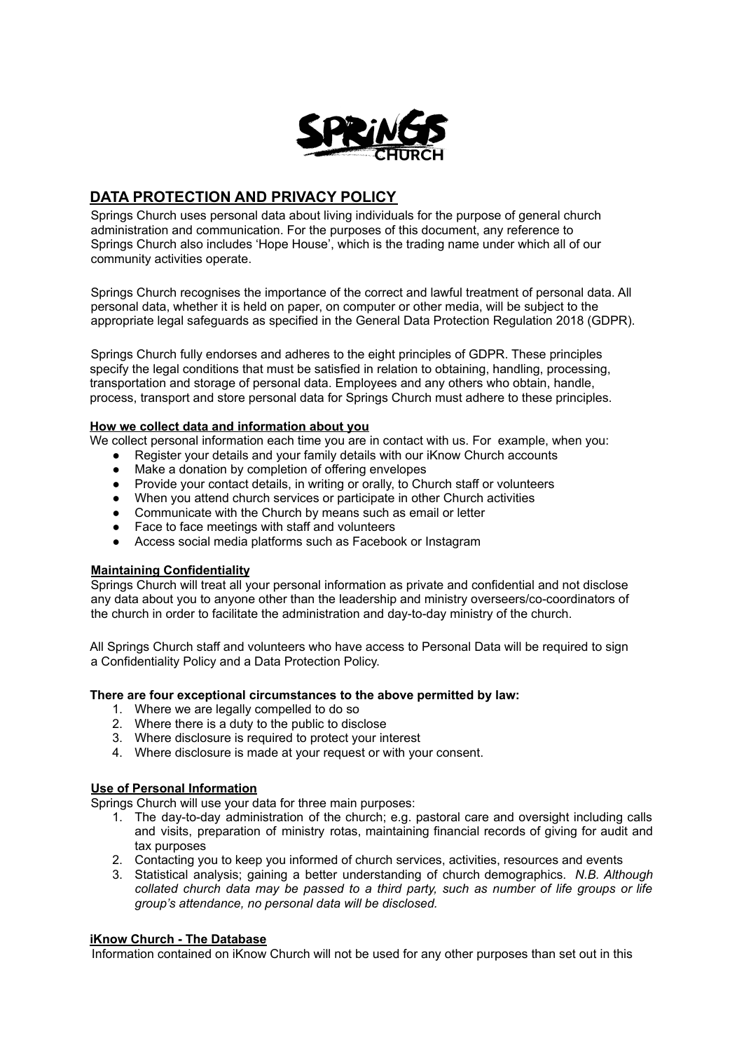SPRINGS CHURCH

# DATA PROTECTION AND PRIVACY POLICY

Springs Church uses personal data about living individuals for the purpose of general church administration and communication. For the purposes of this document, any reference to Springs Church also includes 'Hope House', which is the trading name under which all of our community activities operate.

Springs Church recognises the importance of the correct and lawful treatment of personal data. All personal data, whether it is held on paper, on computer or other media, will be subject to the appropriate legal safeguards as specified in the General Data Protection Regulation 2018 (GDPR).

Springs Church fully endorses and adheres to the eight principles of GDPR. These principles specify the legal conditions that must be satisfied in relation to obtaining, handling, processing, transportation and storage of personal data. Employees and any others who obtain, handle, process, transport and store personal data for Springs Church must adhere to these principles.

**How we collect data and information about you**

We collect personal information each time you are in contact with us. For example, when you:

- Register your details and your family details with our iKnow Church accounts
- Make a donation by completion of offering envelopes
- Provide your contact details, in writing or orally, to Church staff or volunteers
- When you attend church services or participate in other Church activities
- Communicate with the Church by means such as email or letter
- Face to face meetings with staff and volunteers
- Access social media platforms such as Facebook or Instagram

**Maintaining Confidentiality**

Springs Church will treat all your personal information as private and confidential and not disclose any data about you to anyone other than the leadership and ministry overseers/co-coordinators of the church in order to facilitate the administration and day-to-day ministry of the church.

All Springs Church staff and volunteers who have access to Personal Data will be required to sign a Confidentiality Policy and a Data Protection Policy.

**There are four exceptional circumstances to the above permitted by law:**

1. Where we are legally compelled to do so
2. Where there is a duty to the public to disclose
3. Where disclosure is required to protect your interest
4. Where disclosure is made at your request or with your consent.

**Use of Personal Information**

Springs Church will use your data for three main purposes:

1. The day-to-day administration of the church; e.g. pastoral care and oversight including calls and visits, preparation of ministry rotas, maintaining financial records of giving for audit and tax purposes
2. Contacting you to keep you informed of church services, activities, resources and events
3. Statistical analysis; gaining a better understanding of church demographics. *N.B. Although collated church data may be passed to a third party, such as number of life groups or life group's attendance, no personal data will be disclosed.*

**iKnow Church - The Database**

Information contained on iKnow Church will not be used for any other purposes than set out in this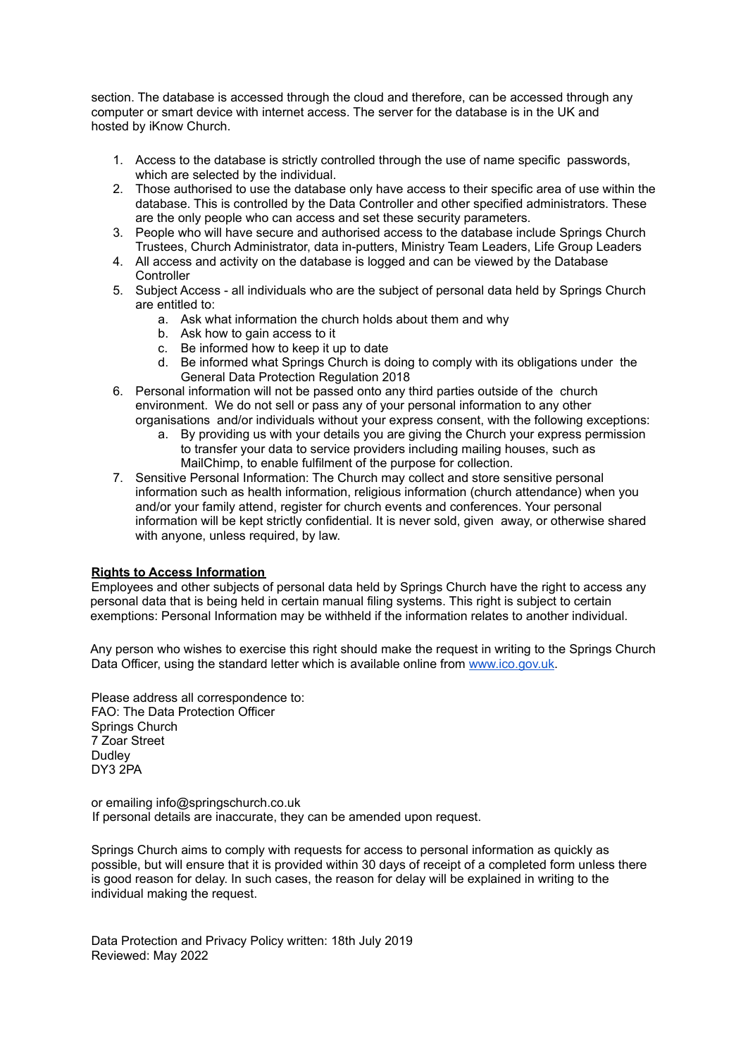section. The database is accessed through the cloud and therefore, can be accessed through any computer or smart device with internet access. The server for the database is in the UK and hosted by iKnow Church.

1. Access to the database is strictly controlled through the use of name specific passwords, which are selected by the individual.
2. Those authorised to use the database only have access to their specific area of use within the database. This is controlled by the Data Controller and other specified administrators. These are the only people who can access and set these security parameters.
3. People who will have secure and authorised access to the database include Springs Church Trustees, Church Administrator, data in-putters, Ministry Team Leaders, Life Group Leaders
4. All access and activity on the database is logged and can be viewed by the Database Controller
5. Subject Access - all individuals who are the subject of personal data held by Springs Church are entitled to:
   a. Ask what information the church holds about them and why
   b. Ask how to gain access to it
   c. Be informed how to keep it up to date
   d. Be informed what Springs Church is doing to comply with its obligations under the General Data Protection Regulation 2018
6. Personal information will not be passed onto any third parties outside of the church environment. We do not sell or pass any of your personal information to any other organisations and/or individuals without your express consent, with the following exceptions:
   a. By providing us with your details you are giving the Church your express permission to transfer your data to service providers including mailing houses, such as MailChimp, to enable fulfilment of the purpose for collection.
7. Sensitive Personal Information: The Church may collect and store sensitive personal information such as health information, religious information (church attendance) when you and/or your family attend, register for church events and conferences. Your personal information will be kept strictly confidential. It is never sold, given away, or otherwise shared with anyone, unless required, by law.

**Rights to Access Information**

Employees and other subjects of personal data held by Springs Church have the right to access any personal data that is being held in certain manual filing systems. This right is subject to certain exemptions: Personal Information may be withheld if the information relates to another individual.

Any person who wishes to exercise this right should make the request in writing to the Springs Church Data Officer, using the standard letter which is available online from [www.ico.gov.uk](www.ico.gov.uk).

Please address all correspondence to:
FAO: The Data Protection Officer
Springs Church
7 Zoar Street
Dudley
DY3 2PA

or emailing info@springschurch.co.uk
If personal details are inaccurate, they can be amended upon request.

Springs Church aims to comply with requests for access to personal information as quickly as possible, but will ensure that it is provided within 30 days of receipt of a completed form unless there is good reason for delay. In such cases, the reason for delay will be explained in writing to the individual making the request.

Data Protection and Privacy Policy written: 18th July 2019
Reviewed: May 2022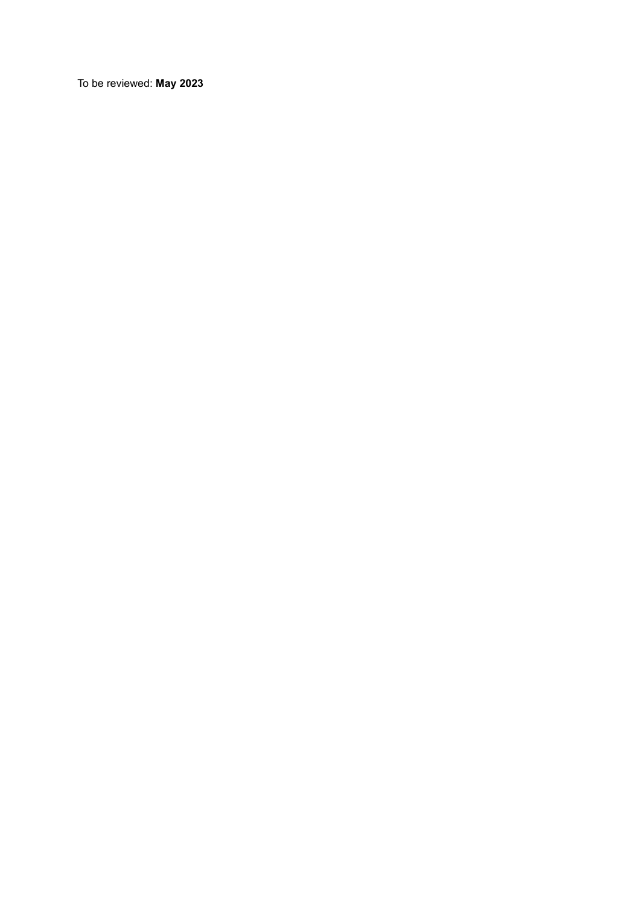To be reviewed: **May 2023**